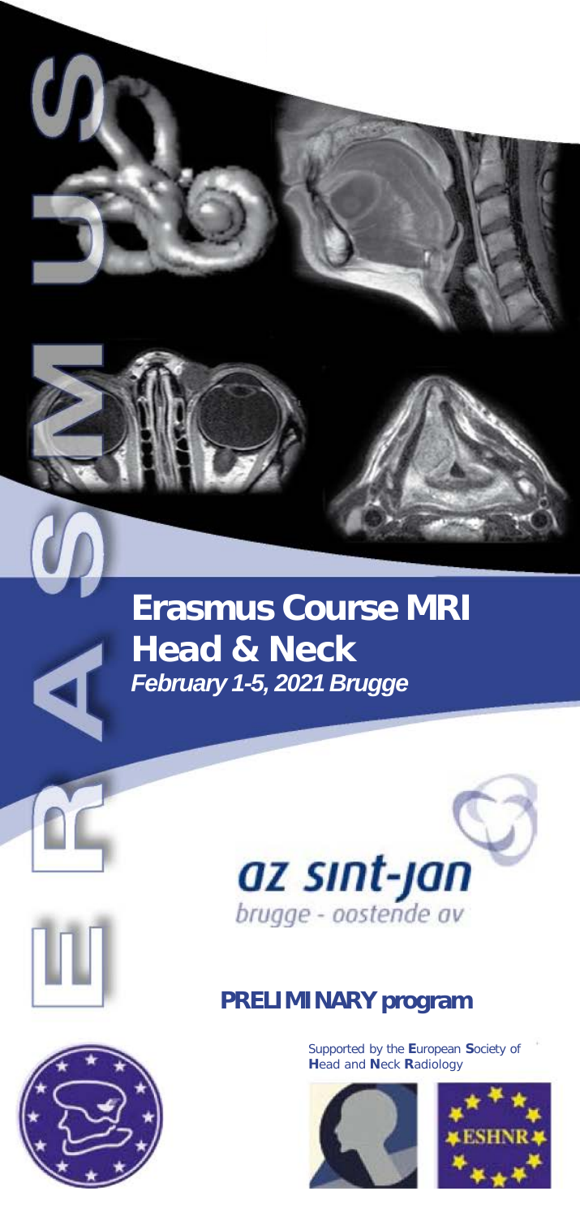# Erasmus Course MRI Head & Neck

***February 1-5, 2021 Brugge***

az sint-jan
brugge - oostende av

## PRELIMINARY program

Supported by the **E**uropean **S**ociety of **H**ead and **N**eck **R**adiology

ESHNR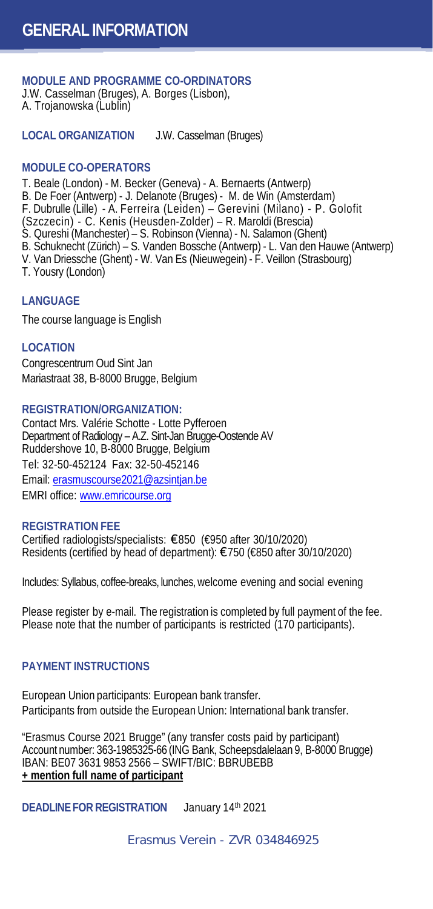# GENERAL INFORMATION

**MODULE AND PROGRAMME CO-ORDINATORS**
J.W. Casselman (Bruges), A. Borges (Lisbon),
A. Trojanowska (Lublin)

**LOCAL ORGANIZATION** J.W. Casselman (Bruges)

**MODULE CO-OPERATORS**

T. Beale (London) - M. Becker (Geneva) - A. Bernaerts (Antwerp)
B. De Foer (Antwerp) - J. Delanote (Bruges) - M. de Win (Amsterdam)
F. Dubrulle (Lille) - A. Ferreira (Leiden) – Gerevini (Milano) - P. Golofit (Szczecin) - C. Kenis (Heusden-Zolder) – R. Maroldi (Brescia)
S. Qureshi (Manchester) – S. Robinson (Vienna) - N. Salamon (Ghent)
B. Schuknecht (Zürich) – S. Vanden Bossche (Antwerp) - L. Van den Hauwe (Antwerp)
V. Van Driessche (Ghent) - W. Van Es (Nieuwegein) - F. Veillon (Strasbourg)
T. Yousry (London)

**LANGUAGE**

The course language is English

**LOCATION**

Congrescentrum Oud Sint Jan
Mariastraat 38, B-8000 Brugge, Belgium

**REGISTRATION/ORGANIZATION:**

Contact Mrs. Valérie Schotte - Lotte Pyfferoen
Department of Radiology – A.Z. Sint-Jan Brugge-Oostende AV
Ruddershove 10, B-8000 Brugge, Belgium
Tel: 32-50-452124 Fax: 32-50-452146
Email: erasmuscourse2021@azsintjan.be
EMRI office: www.emricourse.org

**REGISTRATION FEE**

Certified radiologists/specialists: €850 (€950 after 30/10/2020)
Residents (certified by head of department): €750 (€850 after 30/10/2020)

Includes: Syllabus, coffee-breaks, lunches, welcome evening and social evening

Please register by e-mail. The registration is completed by full payment of the fee.
Please note that the number of participants is restricted (170 participants).

**PAYMENT INSTRUCTIONS**

European Union participants: European bank transfer.
Participants from outside the European Union: International bank transfer.

"Erasmus Course 2021 Brugge" (any transfer costs paid by participant)
Account number: 363-1985325-66 (ING Bank, Scheepsdalelaan 9, B-8000 Brugge)
IBAN: BE07 3631 9853 2566 – SWIFT/BIC: BBRUBEBB
**+ mention full name of participant**

**DEADLINE FOR REGISTRATION** January 14th 2021

Erasmus Verein - ZVR 034846925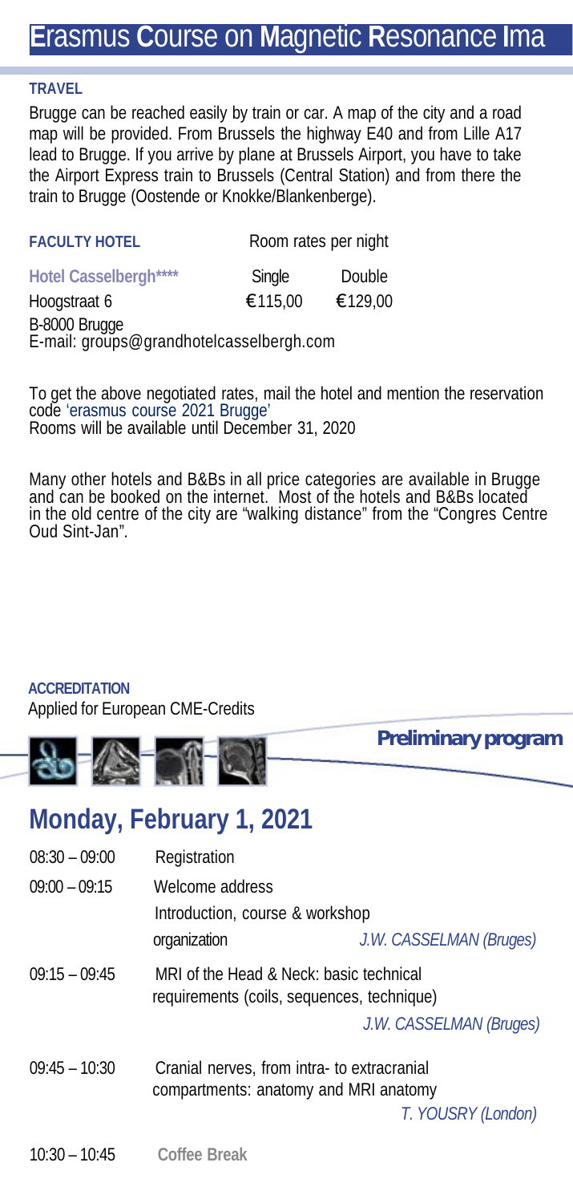**TRAVEL**

Brugge can be reached easily by train or car. A map of the city and a road map will be provided. From Brussels the highway E40 and from Lille A17 lead to Brugge. If you arrive by plane at Brussels Airport, you have to take the Airport Express train to Brussels (Central Station) and from there the train to Brugge (Oostende or Knokke/Blankenberge).

**FACULTY HOTEL**

| | Room rates per night | |
|---|---|---|
| **Hotel Casselbergh\*\*\*\*** | Single | Double |
| Hoogstraat 6 | €115,00 | €129,00 |

B-8000 Brugge
E-mail: groups@grandhotelcasselbergh.com

To get the above negotiated rates, mail the hotel and mention the reservation code 'erasmus course 2021 Brugge'
Rooms will be available until December 31, 2020

Many other hotels and B&Bs in all price categories are available in Brugge and can be booked on the internet. Most of the hotels and B&Bs located in the old centre of the city are "walking distance" from the "Congres Centre Oud Sint-Jan".

**ACCREDITATION**

Applied for European CME-Credits

**Preliminary program**

## Monday, February 1, 2021

| | | |
|---|---|---|
| 08:30 – 09:00 | Registration | |
| 09:00 – 09:15 | Welcome address<br>Introduction, course & workshop organization | *J.W. CASSELMAN (Bruges)* |
| 09:15 – 09:45 | MRI of the Head & Neck: basic technical requirements (coils, sequences, technique) | *J.W. CASSELMAN (Bruges)* |
| 09:45 – 10:30 | Cranial nerves, from intra- to extracranial compartments: anatomy and MRI anatomy | *T. YOUSRY (London)* |
| 10:30 – 10:45 | **Coffee Break** | |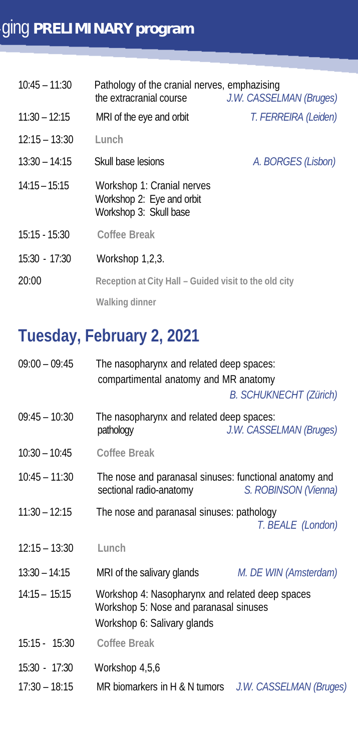## -ging **PRELIMINARY program**

| | | |
|---|---|---|
| 10:45 – 11:30 | Pathology of the cranial nerves, emphazising the extracranial course | *J.W. CASSELMAN (Bruges)* |
| 11:30 – 12:15 | MRI of the eye and orbit | *T. FERREIRA (Leiden)* |
| 12:15 – 13:30 | **Lunch** | |
| 13:30 – 14:15 | Skull base lesions | *A. BORGES (Lisbon)* |
| 14:15 – 15:15 | Workshop 1: Cranial nerves<br>Workshop 2: Eye and orbit<br>Workshop 3: Skull base | |
| 15:15 - 15:30 | **Coffee Break** | |
| 15:30 - 17:30 | Workshop 1,2,3. | |
| 20:00 | **Reception at City Hall – Guided visit to the old city** | |
| | **Walking dinner** | |

## Tuesday, February 2, 2021

| | | |
|---|---|---|
| 09:00 – 09:45 | The nasopharynx and related deep spaces: compartimental anatomy and MR anatomy | *B. SCHUKNECHT (Zürich)* |
| 09:45 – 10:30 | The nasopharynx and related deep spaces: pathology | *J.W. CASSELMAN (Bruges)* |
| 10:30 – 10:45 | **Coffee Break** | |
| 10:45 – 11:30 | The nose and paranasal sinuses: functional anatomy and sectional radio-anatomy | *S. ROBINSON (Vienna)* |
| 11:30 – 12:15 | The nose and paranasal sinuses: pathology | *T. BEALE (London)* |
| 12:15 – 13:30 | **Lunch** | |
| 13:30 – 14:15 | MRI of the salivary glands | *M. DE WIN (Amsterdam)* |
| 14:15 – 15:15 | Workshop 4: Nasopharynx and related deep spaces<br>Workshop 5: Nose and paranasal sinuses<br>Workshop 6: Salivary glands | |
| 15:15 - 15:30 | **Coffee Break** | |
| 15:30 - 17:30 | Workshop 4,5,6 | |
| 17:30 – 18:15 | MR biomarkers in H & N tumors | *J.W. CASSELMAN (Bruges)* |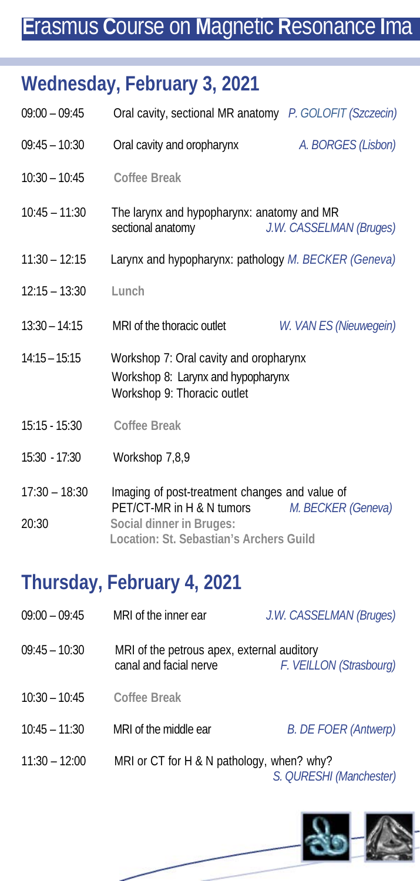# Erasmus Course on Magnetic Resonance Ima

## Wednesday, February 3, 2021

| | | |
|---|---|---|
| 09:00 – 09:45 | Oral cavity, sectional MR anatomy | *P. GOLOFIT (Szczecin)* |
| 09:45 – 10:30 | Oral cavity and oropharynx | *A. BORGES (Lisbon)* |
| 10:30 – 10:45 | **Coffee Break** | |
| 10:45 – 11:30 | The larynx and hypopharynx: anatomy and MR sectional anatomy | *J.W. CASSELMAN (Bruges)* |
| 11:30 – 12:15 | Larynx and hypopharynx: pathology | *M. BECKER (Geneva)* |
| 12:15 – 13:30 | **Lunch** | |
| 13:30 – 14:15 | MRI of the thoracic outlet | *W. VAN ES (Nieuwegein)* |
| 14:15 – 15:15 | Workshop 7: Oral cavity and oropharynx<br>Workshop 8: Larynx and hypopharynx<br>Workshop 9: Thoracic outlet | |
| 15:15 - 15:30 | **Coffee Break** | |
| 15:30 - 17:30 | Workshop 7,8,9 | |
| 17:30 – 18:30 | Imaging of post-treatment changes and value of PET/CT-MR in H & N tumors | *M. BECKER (Geneva)* |
| 20:30 | **Social dinner in Bruges:**<br>**Location: St. Sebastian's Archers Guild** | |

## Thursday, February 4, 2021

| | | |
|---|---|---|
| 09:00 – 09:45 | MRI of the inner ear | *J.W. CASSELMAN (Bruges)* |
| 09:45 – 10:30 | MRI of the petrous apex, external auditory canal and facial nerve | *F. VEILLON (Strasbourg)* |
| 10:30 – 10:45 | **Coffee Break** | |
| 10:45 – 11:30 | MRI of the middle ear | *B. DE FOER (Antwerp)* |
| 11:30 – 12:00 | MRI or CT for H & N pathology, when? why? | *S. QURESHI (Manchester)* |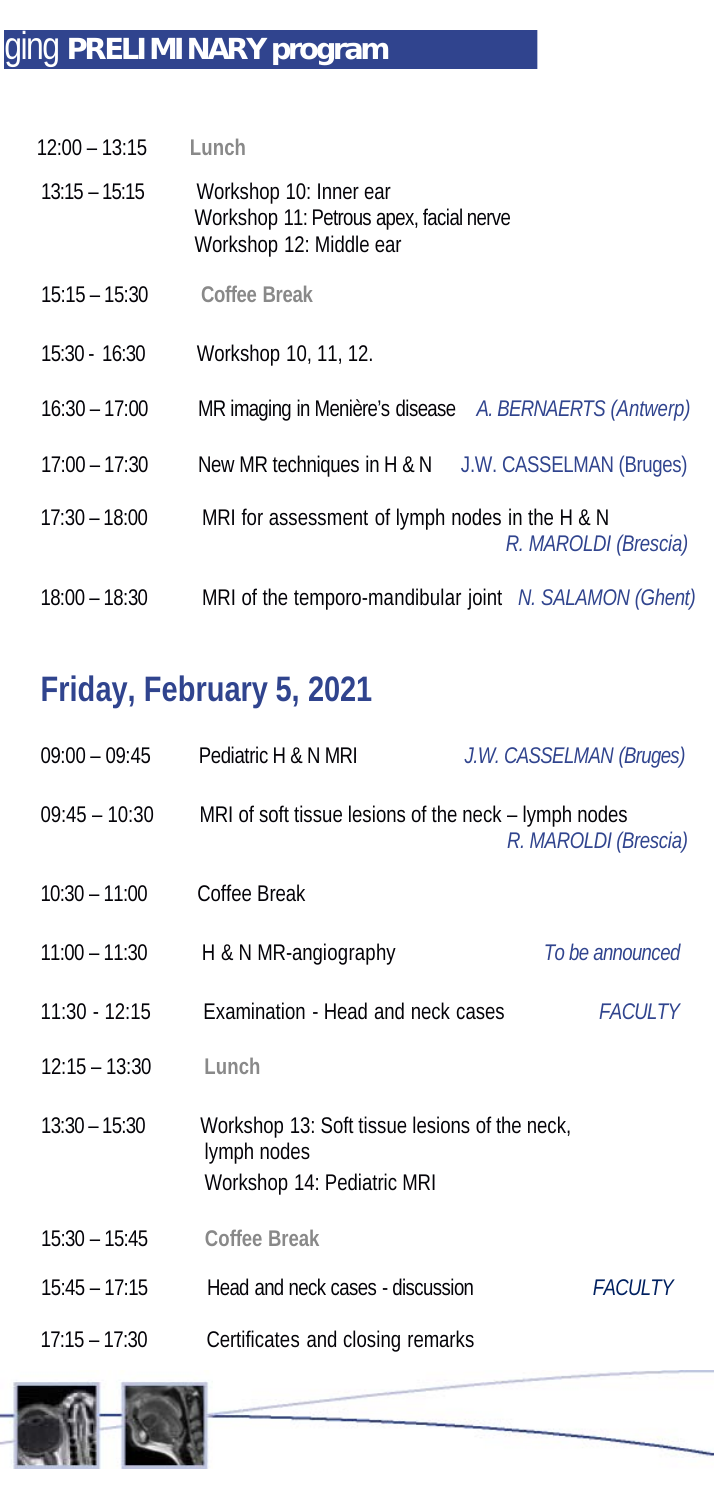| | | |
|---|---|---|
| 12:00 – 13:15 | Lunch | |
| 13:15 – 15:15 | Workshop 10: Inner ear<br>Workshop 11: Petrous apex, facial nerve<br>Workshop 12: Middle ear | |
| 15:15 – 15:30 | Coffee Break | |
| 15:30 - 16:30 | Workshop 10, 11, 12. | |
| 16:30 – 17:00 | MR imaging in Menière's disease | *A. BERNAERTS (Antwerp)* |
| 17:00 – 17:30 | New MR techniques in H & N | J.W. CASSELMAN (Bruges) |
| 17:30 – 18:00 | MRI for assessment of lymph nodes in the H & N | *R. MAROLDI (Brescia)* |
| 18:00 – 18:30 | MRI of the temporo-mandibular joint | *N. SALAMON (Ghent)* |

## Friday, February 5, 2021

| | | |
|---|---|---|
| 09:00 – 09:45 | Pediatric H & N MRI | *J.W. CASSELMAN (Bruges)* |
| 09:45 – 10:30 | MRI of soft tissue lesions of the neck – lymph nodes | *R. MAROLDI (Brescia)* |
| 10:30 – 11:00 | Coffee Break | |
| 11:00 – 11:30 | H & N MR-angiography | *To be announced* |
| 11:30 - 12:15 | Examination - Head and neck cases | *FACULTY* |
| 12:15 – 13:30 | Lunch | |
| 13:30 – 15:30 | Workshop 13: Soft tissue lesions of the neck, lymph nodes<br>Workshop 14: Pediatric MRI | |
| 15:30 – 15:45 | Coffee Break | |
| 15:45 – 17:15 | Head and neck cases - discussion | *FACULTY* |
| 17:15 – 17:30 | Certificates and closing remarks | |